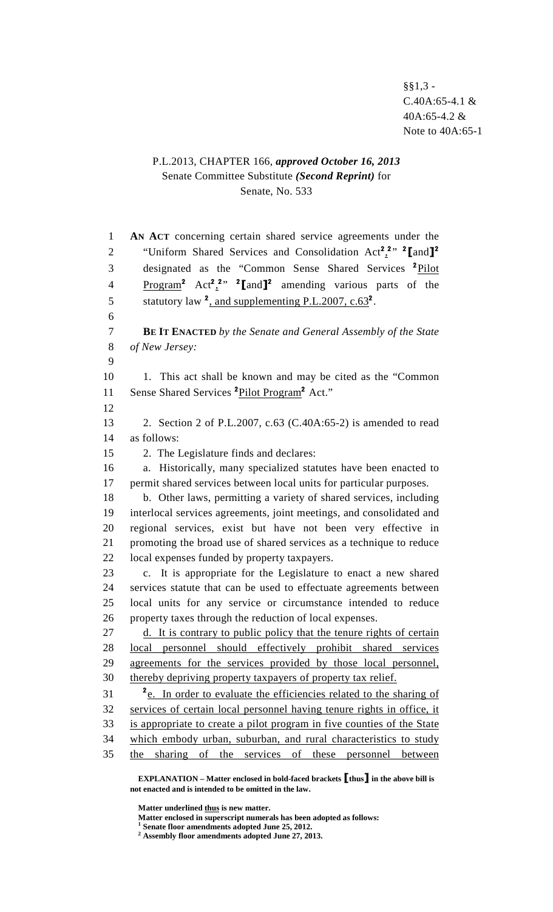§§1,3 -
C.40A:65-4.1 &
40A:65-4.2 &
Note to 40A:65-1

P.L.2013, CHAPTER 166, ***approved October 16, 2013***
Senate Committee Substitute ***(Second Reprint)*** for
Senate, No. 533

**AN ACT** concerning certain shared service agreements under the "Uniform Shared Services and Consolidation Act[2],[2]" [2]**[**and**]**[2] designated as the "Common Sense Shared Services [2]Pilot Program[2] Act[2],[2]" [2]**[**and**]**[2] amending various parts of the statutory law [2], and supplementing P.L.2007, c.63[2].

**BE IT ENACTED** *by the Senate and General Assembly of the State of New Jersey:*

1. This act shall be known and may be cited as the "Common Sense Shared Services [2]Pilot Program[2] Act."

2. Section 2 of P.L.2007, c.63 (C.40A:65-2) is amended to read as follows:

2. The Legislature finds and declares:

a. Historically, many specialized statutes have been enacted to permit shared services between local units for particular purposes.

b. Other laws, permitting a variety of shared services, including interlocal services agreements, joint meetings, and consolidated and regional services, exist but have not been very effective in promoting the broad use of shared services as a technique to reduce local expenses funded by property taxpayers.

c. It is appropriate for the Legislature to enact a new shared services statute that can be used to effectuate agreements between local units for any service or circumstance intended to reduce property taxes through the reduction of local expenses.

d. It is contrary to public policy that the tenure rights of certain local personnel should effectively prohibit shared services agreements for the services provided by those local personnel, thereby depriving property taxpayers of property tax relief.

[2]e. In order to evaluate the efficiencies related to the sharing of services of certain local personnel having tenure rights in office, it is appropriate to create a pilot program in five counties of the State which embody urban, suburban, and rural characteristics to study the sharing of the services of these personnel between

**EXPLANATION – Matter enclosed in bold-faced brackets [thus] in the above bill is not enacted and is intended to be omitted in the law.**

**Matter underlined thus is new matter.**
**Matter enclosed in superscript numerals has been adopted as follows:**
**[1] Senate floor amendments adopted June 25, 2012.**
**[2] Assembly floor amendments adopted June 27, 2013.**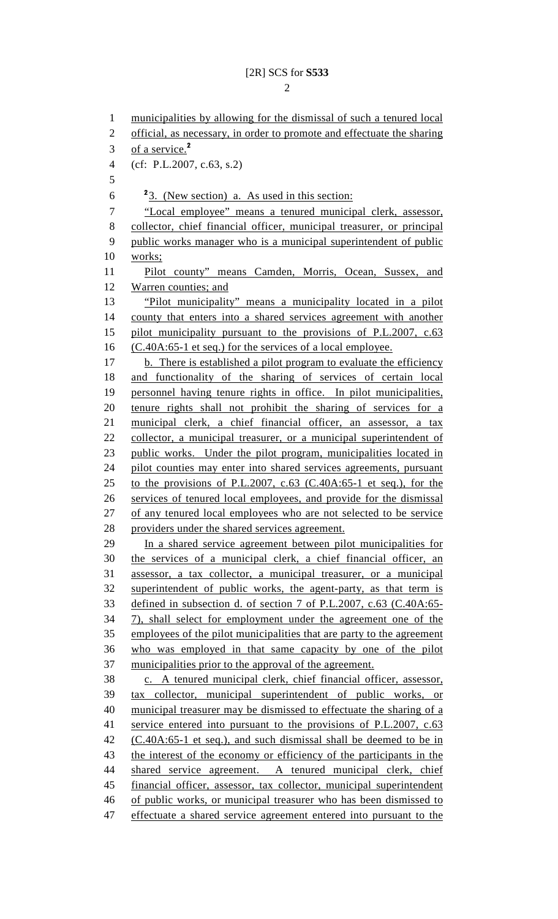municipalities by allowing for the dismissal of such a tenured local official, as necessary, in order to promote and effectuate the sharing of a service.[2]

(cf: P.L.2007, c.63, s.2)

[2]3. (New section) a. As used in this section:

"Local employee" means a tenured municipal clerk, assessor, collector, chief financial officer, municipal treasurer, or principal public works manager who is a municipal superintendent of public works;

Pilot county" means Camden, Morris, Ocean, Sussex, and Warren counties; and

"Pilot municipality" means a municipality located in a pilot county that enters into a shared services agreement with another pilot municipality pursuant to the provisions of P.L.2007, c.63 (C.40A:65-1 et seq.) for the services of a local employee.

b. There is established a pilot program to evaluate the efficiency and functionality of the sharing of services of certain local personnel having tenure rights in office. In pilot municipalities, tenure rights shall not prohibit the sharing of services for a municipal clerk, a chief financial officer, an assessor, a tax collector, a municipal treasurer, or a municipal superintendent of public works. Under the pilot program, municipalities located in pilot counties may enter into shared services agreements, pursuant to the provisions of P.L.2007, c.63 (C.40A:65-1 et seq.), for the services of tenured local employees, and provide for the dismissal of any tenured local employees who are not selected to be service providers under the shared services agreement.

In a shared service agreement between pilot municipalities for the services of a municipal clerk, a chief financial officer, an assessor, a tax collector, a municipal treasurer, or a municipal superintendent of public works, the agent-party, as that term is defined in subsection d. of section 7 of P.L.2007, c.63 (C.40A:65-7), shall select for employment under the agreement one of the employees of the pilot municipalities that are party to the agreement who was employed in that same capacity by one of the pilot municipalities prior to the approval of the agreement.

c. A tenured municipal clerk, chief financial officer, assessor, tax collector, municipal superintendent of public works, or municipal treasurer may be dismissed to effectuate the sharing of a service entered into pursuant to the provisions of P.L.2007, c.63 (C.40A:65-1 et seq.), and such dismissal shall be deemed to be in the interest of the economy or efficiency of the participants in the shared service agreement. A tenured municipal clerk, chief financial officer, assessor, tax collector, municipal superintendent of public works, or municipal treasurer who has been dismissed to effectuate a shared service agreement entered into pursuant to the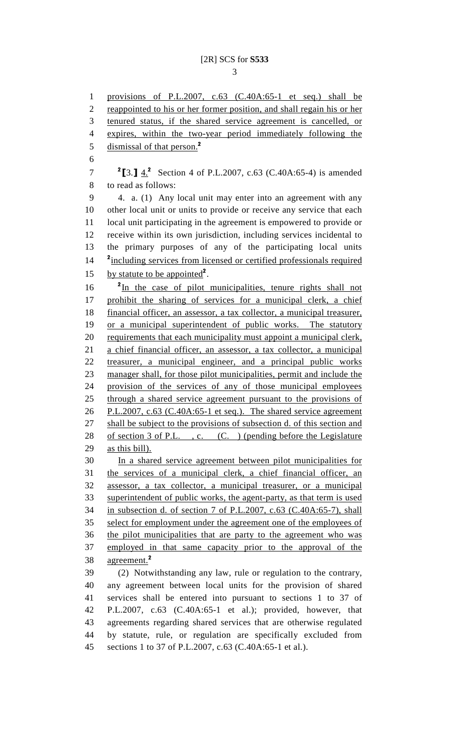provisions of P.L.2007, c.63 (C.40A:65-1 et seq.) shall be reappointed to his or her former position, and shall regain his or her tenured status, if the shared service agreement is cancelled, or expires, within the two-year period immediately following the dismissal of that person.[2]

[2][3.] 4.[2] Section 4 of P.L.2007, c.63 (C.40A:65-4) is amended to read as follows:

4. a. (1) Any local unit may enter into an agreement with any other local unit or units to provide or receive any service that each local unit participating in the agreement is empowered to provide or receive within its own jurisdiction, including services incidental to the primary purposes of any of the participating local units [2]including services from licensed or certified professionals required by statute to be appointed[2].

[2]In the case of pilot municipalities, tenure rights shall not prohibit the sharing of services for a municipal clerk, a chief financial officer, an assessor, a tax collector, a municipal treasurer, or a municipal superintendent of public works. The statutory requirements that each municipality must appoint a municipal clerk, a chief financial officer, an assessor, a tax collector, a municipal treasurer, a municipal engineer, and a principal public works manager shall, for those pilot municipalities, permit and include the provision of the services of any of those municipal employees through a shared service agreement pursuant to the provisions of P.L.2007, c.63 (C.40A:65-1 et seq.). The shared service agreement shall be subject to the provisions of subsection d. of this section and of section 3 of P.L. , c. (C. ) (pending before the Legislature as this bill).

In a shared service agreement between pilot municipalities for the services of a municipal clerk, a chief financial officer, an assessor, a tax collector, a municipal treasurer, or a municipal superintendent of public works, the agent-party, as that term is used in subsection d. of section 7 of P.L.2007, c.63 (C.40A:65-7), shall select for employment under the agreement one of the employees of the pilot municipalities that are party to the agreement who was employed in that same capacity prior to the approval of the agreement.[2]

(2) Notwithstanding any law, rule or regulation to the contrary, any agreement between local units for the provision of shared services shall be entered into pursuant to sections 1 to 37 of P.L.2007, c.63 (C.40A:65-1 et al.); provided, however, that agreements regarding shared services that are otherwise regulated by statute, rule, or regulation are specifically excluded from sections 1 to 37 of P.L.2007, c.63 (C.40A:65-1 et al.).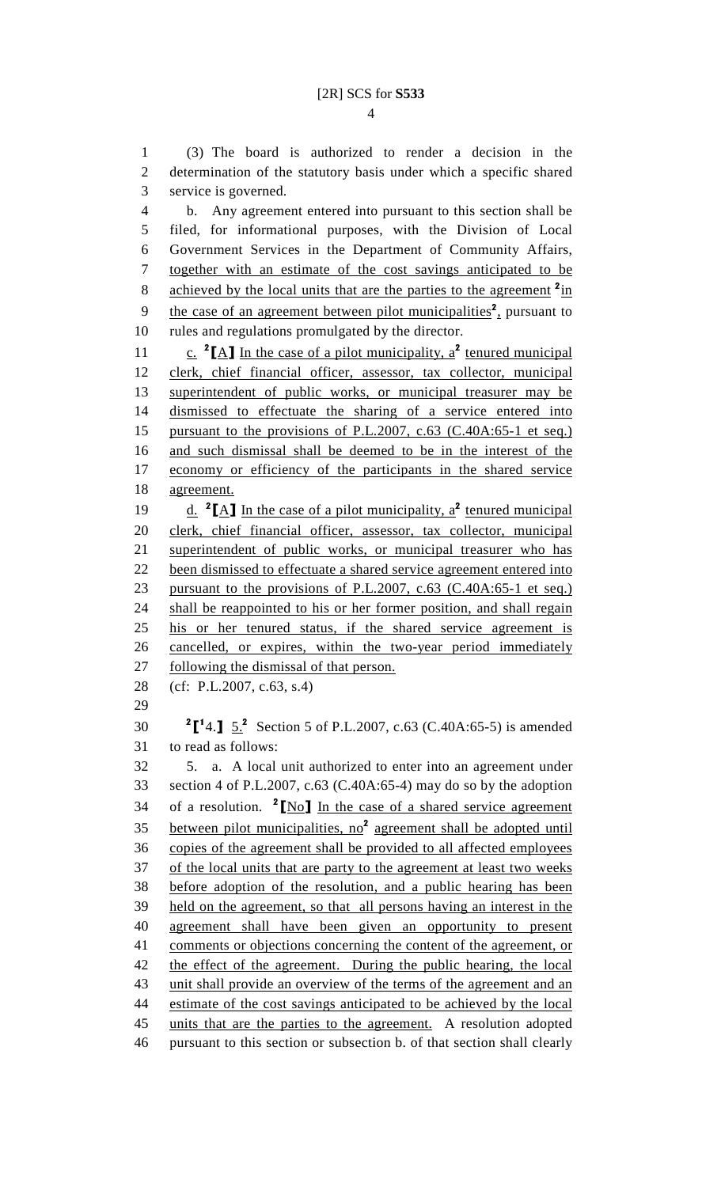(3) The board is authorized to render a decision in the determination of the statutory basis under which a specific shared service is governed.

b. Any agreement entered into pursuant to this section shall be filed, for informational purposes, with the Division of Local Government Services in the Department of Community Affairs, together with an estimate of the cost savings anticipated to be achieved by the local units that are the parties to the agreement [2]in the case of an agreement between pilot municipalities[2], pursuant to rules and regulations promulgated by the director.

c. [2]【A】 In the case of a pilot municipality, a[2] tenured municipal clerk, chief financial officer, assessor, tax collector, municipal superintendent of public works, or municipal treasurer may be dismissed to effectuate the sharing of a service entered into pursuant to the provisions of P.L.2007, c.63 (C.40A:65-1 et seq.) and such dismissal shall be deemed to be in the interest of the economy or efficiency of the participants in the shared service agreement.

d. [2]【A】 In the case of a pilot municipality, a[2] tenured municipal clerk, chief financial officer, assessor, tax collector, municipal superintendent of public works, or municipal treasurer who has been dismissed to effectuate a shared service agreement entered into pursuant to the provisions of P.L.2007, c.63 (C.40A:65-1 et seq.) shall be reappointed to his or her former position, and shall regain his or her tenured status, if the shared service agreement is cancelled, or expires, within the two-year period immediately following the dismissal of that person.

(cf: P.L.2007, c.63, s.4)

[2]【[1]4.】 5.[2] Section 5 of P.L.2007, c.63 (C.40A:65-5) is amended to read as follows:

5. a. A local unit authorized to enter into an agreement under section 4 of P.L.2007, c.63 (C.40A:65-4) may do so by the adoption of a resolution. [2]【No】 In the case of a shared service agreement between pilot municipalities, no[2] agreement shall be adopted until copies of the agreement shall be provided to all affected employees of the local units that are party to the agreement at least two weeks before adoption of the resolution, and a public hearing has been held on the agreement, so that all persons having an interest in the agreement shall have been given an opportunity to present comments or objections concerning the content of the agreement, or the effect of the agreement. During the public hearing, the local unit shall provide an overview of the terms of the agreement and an estimate of the cost savings anticipated to be achieved by the local units that are the parties to the agreement. A resolution adopted pursuant to this section or subsection b. of that section shall clearly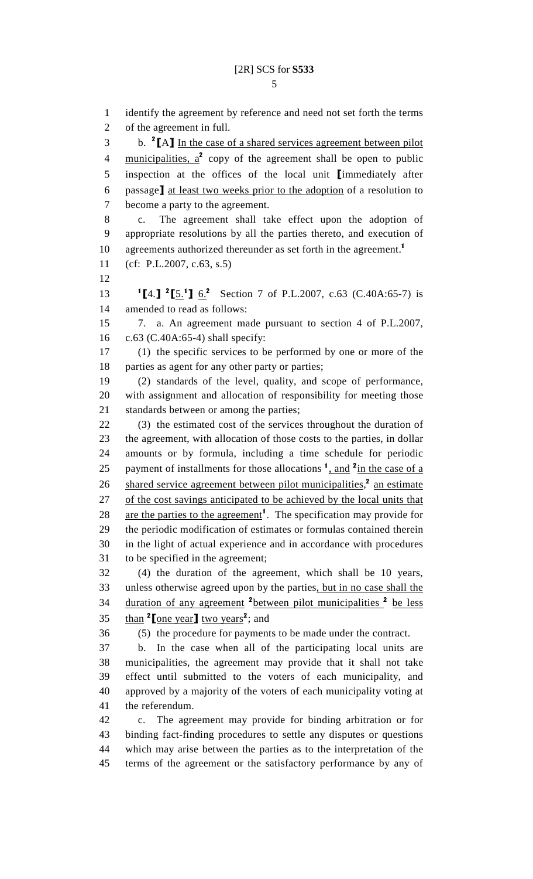identify the agreement by reference and need not set forth the terms of the agreement in full.

b. [2]⟦A⟧ In the case of a shared services agreement between pilot municipalities, a[2] copy of the agreement shall be open to public inspection at the offices of the local unit ⟦immediately after passage⟧ at least two weeks prior to the adoption of a resolution to become a party to the agreement.

c. The agreement shall take effect upon the adoption of appropriate resolutions by all the parties thereto, and execution of agreements authorized thereunder as set forth in the agreement.[1]

(cf: P.L.2007, c.63, s.5)

[1]⟦4.⟧ [2]⟦5.[1]⟧ 6.[2] Section 7 of P.L.2007, c.63 (C.40A:65-7) is amended to read as follows:

7. a. An agreement made pursuant to section 4 of P.L.2007, c.63 (C.40A:65-4) shall specify:

(1) the specific services to be performed by one or more of the parties as agent for any other party or parties;

(2) standards of the level, quality, and scope of performance, with assignment and allocation of responsibility for meeting those standards between or among the parties;

(3) the estimated cost of the services throughout the duration of the agreement, with allocation of those costs to the parties, in dollar amounts or by formula, including a time schedule for periodic payment of installments for those allocations [1], and [2]in the case of a shared service agreement between pilot municipalities,[2] an estimate of the cost savings anticipated to be achieved by the local units that are the parties to the agreement[1]. The specification may provide for the periodic modification of estimates or formulas contained therein in the light of actual experience and in accordance with procedures to be specified in the agreement;

(4) the duration of the agreement, which shall be 10 years, unless otherwise agreed upon by the parties, but in no case shall the duration of any agreement [2]between pilot municipalities [2] be less than [2]⟦one year⟧ two years[2]; and

(5) the procedure for payments to be made under the contract.

b. In the case when all of the participating local units are municipalities, the agreement may provide that it shall not take effect until submitted to the voters of each municipality, and approved by a majority of the voters of each municipality voting at the referendum.

c. The agreement may provide for binding arbitration or for binding fact-finding procedures to settle any disputes or questions which may arise between the parties as to the interpretation of the terms of the agreement or the satisfactory performance by any of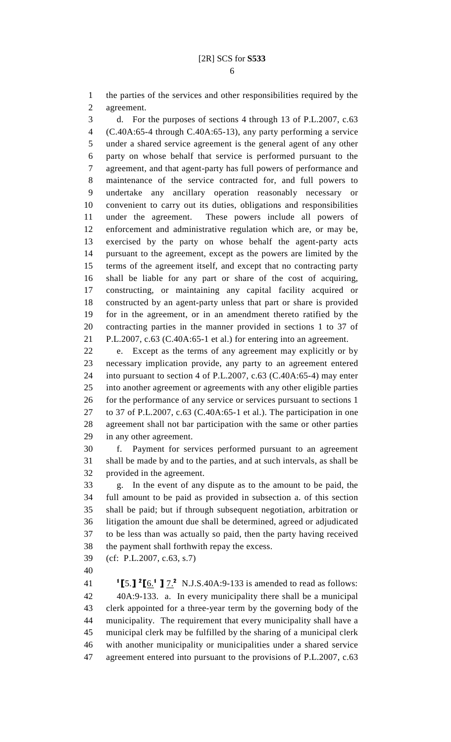the parties of the services and other responsibilities required by the agreement.

d. For the purposes of sections 4 through 13 of P.L.2007, c.63 (C.40A:65-4 through C.40A:65-13), any party performing a service under a shared service agreement is the general agent of any other party on whose behalf that service is performed pursuant to the agreement, and that agent-party has full powers of performance and maintenance of the service contracted for, and full powers to undertake any ancillary operation reasonably necessary or convenient to carry out its duties, obligations and responsibilities under the agreement. These powers include all powers of enforcement and administrative regulation which are, or may be, exercised by the party on whose behalf the agent-party acts pursuant to the agreement, except as the powers are limited by the terms of the agreement itself, and except that no contracting party shall be liable for any part or share of the cost of acquiring, constructing, or maintaining any capital facility acquired or constructed by an agent-party unless that part or share is provided for in the agreement, or in an amendment thereto ratified by the contracting parties in the manner provided in sections 1 to 37 of P.L.2007, c.63 (C.40A:65-1 et al.) for entering into an agreement.

e. Except as the terms of any agreement may explicitly or by necessary implication provide, any party to an agreement entered into pursuant to section 4 of P.L.2007, c.63 (C.40A:65-4) may enter into another agreement or agreements with any other eligible parties for the performance of any service or services pursuant to sections 1 to 37 of P.L.2007, c.63 (C.40A:65-1 et al.). The participation in one agreement shall not bar participation with the same or other parties in any other agreement.

f. Payment for services performed pursuant to an agreement shall be made by and to the parties, and at such intervals, as shall be provided in the agreement.

g. In the event of any dispute as to the amount to be paid, the full amount to be paid as provided in subsection a. of this section shall be paid; but if through subsequent negotiation, arbitration or litigation the amount due shall be determined, agreed or adjudicated to be less than was actually so paid, then the party having received the payment shall forthwith repay the excess.

(cf: P.L.2007, c.63, s.7)

[1]⟦5.⟧ [2]⟦6.[1] ⟧ 7.[2] N.J.S.40A:9-133 is amended to read as follows:

40A:9-133. a. In every municipality there shall be a municipal clerk appointed for a three-year term by the governing body of the municipality. The requirement that every municipality shall have a municipal clerk may be fulfilled by the sharing of a municipal clerk with another municipality or municipalities under a shared service agreement entered into pursuant to the provisions of P.L.2007, c.63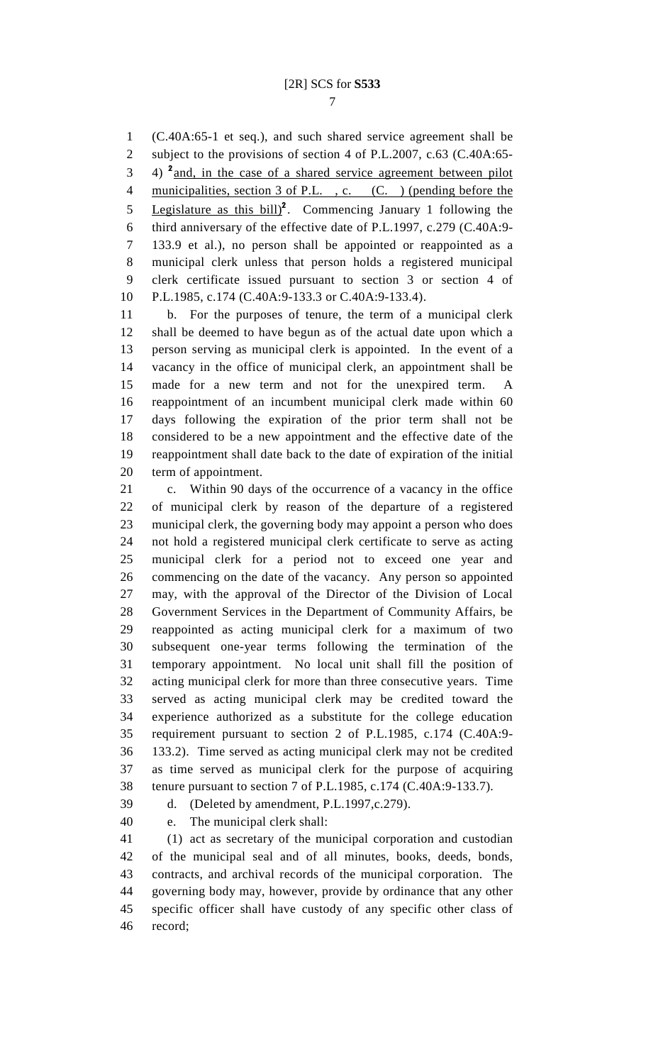(C.40A:65-1 et seq.), and such shared service agreement shall be subject to the provisions of section 4 of P.L.2007, c.63 (C.40A:65-4) [2]<u>and, in the case of a shared service agreement between pilot municipalities, section 3 of P.L. , c. (C. ) (pending before the Legislature as this bill)</u>[2]. Commencing January 1 following the third anniversary of the effective date of P.L.1997, c.279 (C.40A:9-133.9 et al.), no person shall be appointed or reappointed as a municipal clerk unless that person holds a registered municipal clerk certificate issued pursuant to section 3 or section 4 of P.L.1985, c.174 (C.40A:9-133.3 or C.40A:9-133.4).

b. For the purposes of tenure, the term of a municipal clerk shall be deemed to have begun as of the actual date upon which a person serving as municipal clerk is appointed. In the event of a vacancy in the office of municipal clerk, an appointment shall be made for a new term and not for the unexpired term. A reappointment of an incumbent municipal clerk made within 60 days following the expiration of the prior term shall not be considered to be a new appointment and the effective date of the reappointment shall date back to the date of expiration of the initial term of appointment.

c. Within 90 days of the occurrence of a vacancy in the office of municipal clerk by reason of the departure of a registered municipal clerk, the governing body may appoint a person who does not hold a registered municipal clerk certificate to serve as acting municipal clerk for a period not to exceed one year and commencing on the date of the vacancy. Any person so appointed may, with the approval of the Director of the Division of Local Government Services in the Department of Community Affairs, be reappointed as acting municipal clerk for a maximum of two subsequent one-year terms following the termination of the temporary appointment. No local unit shall fill the position of acting municipal clerk for more than three consecutive years. Time served as acting municipal clerk may be credited toward the experience authorized as a substitute for the college education requirement pursuant to section 2 of P.L.1985, c.174 (C.40A:9-133.2). Time served as acting municipal clerk may not be credited as time served as municipal clerk for the purpose of acquiring tenure pursuant to section 7 of P.L.1985, c.174 (C.40A:9-133.7).

d. (Deleted by amendment, P.L.1997,c.279).

e. The municipal clerk shall:

(1) act as secretary of the municipal corporation and custodian of the municipal seal and of all minutes, books, deeds, bonds, contracts, and archival records of the municipal corporation. The governing body may, however, provide by ordinance that any other specific officer shall have custody of any specific other class of record;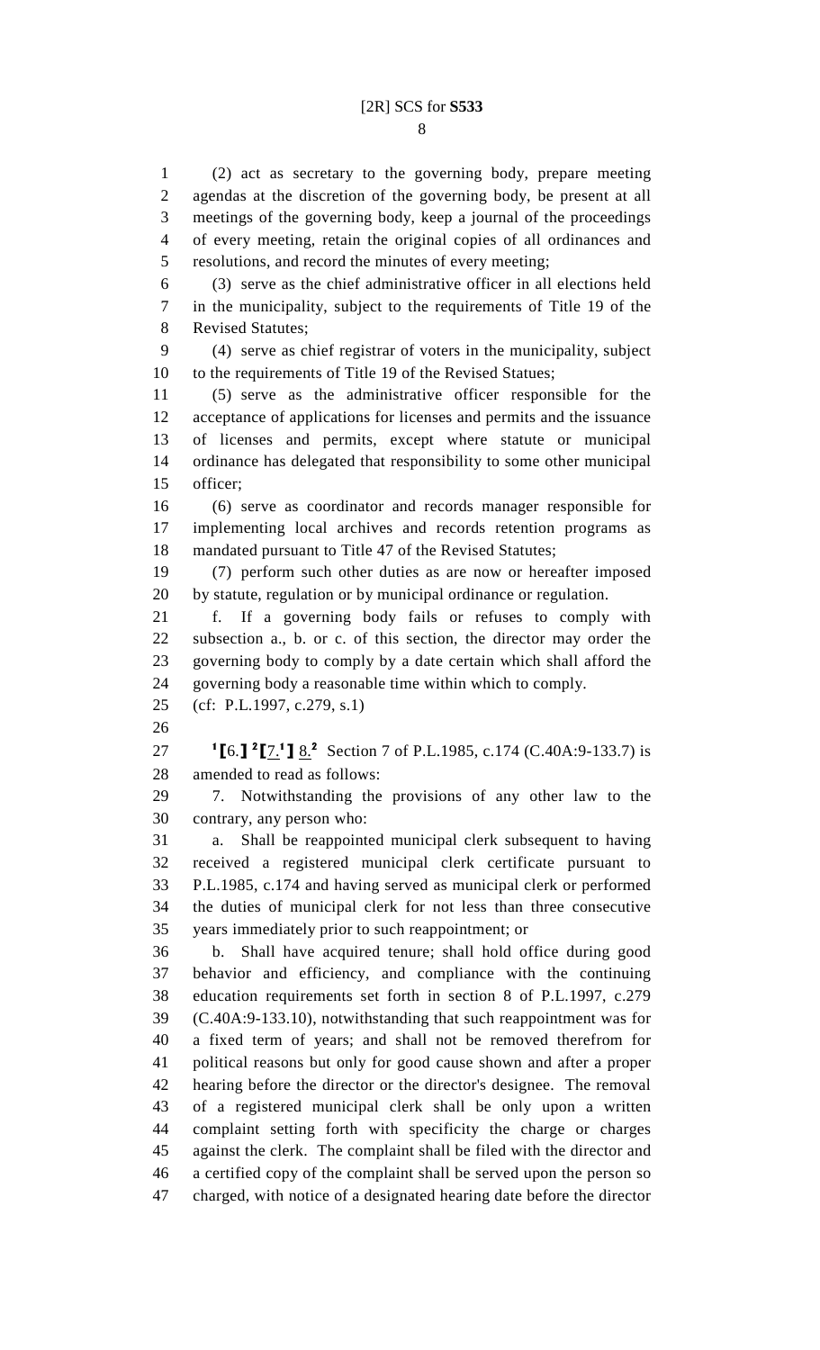(2) act as secretary to the governing body, prepare meeting agendas at the discretion of the governing body, be present at all meetings of the governing body, keep a journal of the proceedings of every meeting, retain the original copies of all ordinances and resolutions, and record the minutes of every meeting;

(3) serve as the chief administrative officer in all elections held in the municipality, subject to the requirements of Title 19 of the Revised Statutes;

(4) serve as chief registrar of voters in the municipality, subject to the requirements of Title 19 of the Revised Statues;

(5) serve as the administrative officer responsible for the acceptance of applications for licenses and permits and the issuance of licenses and permits, except where statute or municipal ordinance has delegated that responsibility to some other municipal officer;

(6) serve as coordinator and records manager responsible for implementing local archives and records retention programs as mandated pursuant to Title 47 of the Revised Statutes;

(7) perform such other duties as are now or hereafter imposed by statute, regulation or by municipal ordinance or regulation.

f. If a governing body fails or refuses to comply with subsection a., b. or c. of this section, the director may order the governing body to comply by a date certain which shall afford the governing body a reasonable time within which to comply.

(cf: P.L.1997, c.279, s.1)

[1]【6.】 [2]【7.[1]】 8.[2] Section 7 of P.L.1985, c.174 (C.40A:9-133.7) is amended to read as follows:

7. Notwithstanding the provisions of any other law to the contrary, any person who:

a. Shall be reappointed municipal clerk subsequent to having received a registered municipal clerk certificate pursuant to P.L.1985, c.174 and having served as municipal clerk or performed the duties of municipal clerk for not less than three consecutive years immediately prior to such reappointment; or

b. Shall have acquired tenure; shall hold office during good behavior and efficiency, and compliance with the continuing education requirements set forth in section 8 of P.L.1997, c.279 (C.40A:9-133.10), notwithstanding that such reappointment was for a fixed term of years; and shall not be removed therefrom for political reasons but only for good cause shown and after a proper hearing before the director or the director's designee. The removal of a registered municipal clerk shall be only upon a written complaint setting forth with specificity the charge or charges against the clerk. The complaint shall be filed with the director and a certified copy of the complaint shall be served upon the person so charged, with notice of a designated hearing date before the director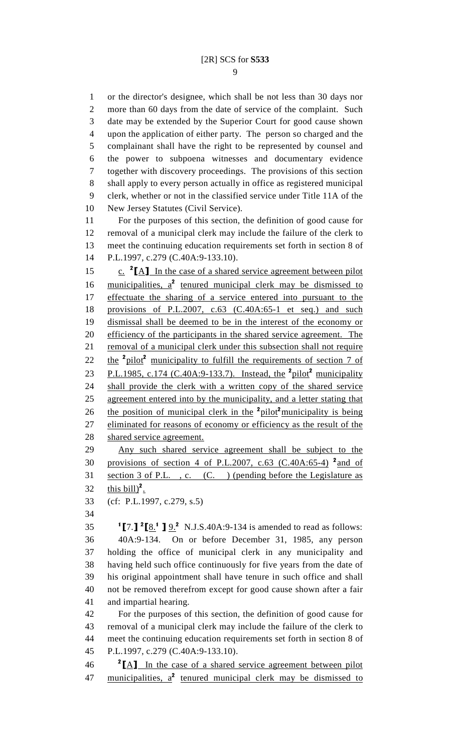or the director's designee, which shall be not less than 30 days nor more than 60 days from the date of service of the complaint. Such date may be extended by the Superior Court for good cause shown upon the application of either party. The person so charged and the complainant shall have the right to be represented by counsel and the power to subpoena witnesses and documentary evidence together with discovery proceedings. The provisions of this section shall apply to every person actually in office as registered municipal clerk, whether or not in the classified service under Title 11A of the New Jersey Statutes (Civil Service).

For the purposes of this section, the definition of good cause for removal of a municipal clerk may include the failure of the clerk to meet the continuing education requirements set forth in section 8 of P.L.1997, c.279 (C.40A:9-133.10).

c. [2][A] In the case of a shared service agreement between pilot municipalities, a[2] tenured municipal clerk may be dismissed to effectuate the sharing of a service entered into pursuant to the provisions of P.L.2007, c.63 (C.40A:65-1 et seq.) and such dismissal shall be deemed to be in the interest of the economy or efficiency of the participants in the shared service agreement. The removal of a municipal clerk under this subsection shall not require the [2]pilot[2] municipality to fulfill the requirements of section 7 of P.L.1985, c.174 (C.40A:9-133.7). Instead, the [2]pilot[2] municipality shall provide the clerk with a written copy of the shared service agreement entered into by the municipality, and a letter stating that the position of municipal clerk in the [2]pilot[2]municipality is being eliminated for reasons of economy or efficiency as the result of the shared service agreement.

Any such shared service agreement shall be subject to the provisions of section 4 of P.L.2007, c.63 (C.40A:65-4) [2]and of section 3 of P.L. , c. (C. ) (pending before the Legislature as this bill)[2].

(cf: P.L.1997, c.279, s.5)

[1][7.] [2][8.[1] ] 9.[2] N.J.S.40A:9-134 is amended to read as follows:

40A:9-134. On or before December 31, 1985, any person holding the office of municipal clerk in any municipality and having held such office continuously for five years from the date of his original appointment shall have tenure in such office and shall not be removed therefrom except for good cause shown after a fair and impartial hearing.

For the purposes of this section, the definition of good cause for removal of a municipal clerk may include the failure of the clerk to meet the continuing education requirements set forth in section 8 of P.L.1997, c.279 (C.40A:9-133.10).

[2][A] In the case of a shared service agreement between pilot municipalities, a[2] tenured municipal clerk may be dismissed to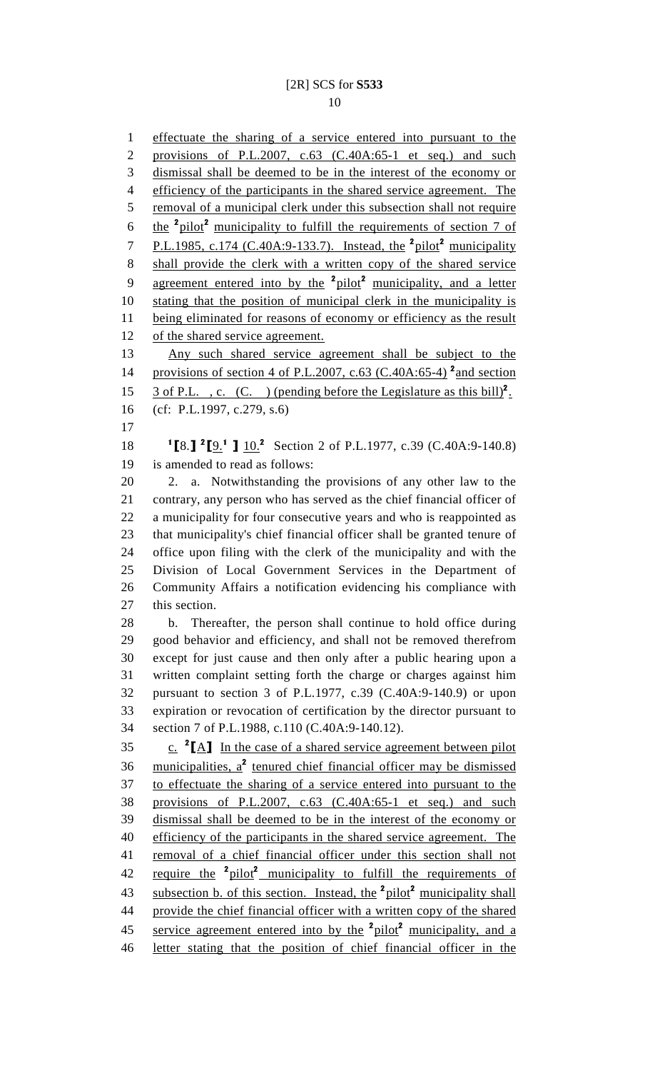effectuate the sharing of a service entered into pursuant to the provisions of P.L.2007, c.63 (C.40A:65-1 et seq.) and such dismissal shall be deemed to be in the interest of the economy or efficiency of the participants in the shared service agreement. The removal of a municipal clerk under this subsection shall not require the [2]pilot[2] municipality to fulfill the requirements of section 7 of P.L.1985, c.174 (C.40A:9-133.7). Instead, the [2]pilot[2] municipality shall provide the clerk with a written copy of the shared service agreement entered into by the [2]pilot[2] municipality, and a letter stating that the position of municipal clerk in the municipality is being eliminated for reasons of economy or efficiency as the result of the shared service agreement.

Any such shared service agreement shall be subject to the provisions of section 4 of P.L.2007, c.63 (C.40A:65-4) [2]and section 3 of P.L. , c. (C. ) (pending before the Legislature as this bill)[2].

(cf: P.L.1997, c.279, s.6)

[1][8.] [2][9.[1] ] 10.[2] Section 2 of P.L.1977, c.39 (C.40A:9-140.8) is amended to read as follows:

2. a. Notwithstanding the provisions of any other law to the contrary, any person who has served as the chief financial officer of a municipality for four consecutive years and who is reappointed as that municipality's chief financial officer shall be granted tenure of office upon filing with the clerk of the municipality and with the Division of Local Government Services in the Department of Community Affairs a notification evidencing his compliance with this section.

b. Thereafter, the person shall continue to hold office during good behavior and efficiency, and shall not be removed therefrom except for just cause and then only after a public hearing upon a written complaint setting forth the charge or charges against him pursuant to section 3 of P.L.1977, c.39 (C.40A:9-140.9) or upon expiration or revocation of certification by the director pursuant to section 7 of P.L.1988, c.110 (C.40A:9-140.12).

c. [2][A] In the case of a shared service agreement between pilot municipalities, a[2] tenured chief financial officer may be dismissed to effectuate the sharing of a service entered into pursuant to the provisions of P.L.2007, c.63 (C.40A:65-1 et seq.) and such dismissal shall be deemed to be in the interest of the economy or efficiency of the participants in the shared service agreement. The removal of a chief financial officer under this section shall not require the [2]pilot[2] municipality to fulfill the requirements of subsection b. of this section. Instead, the [2]pilot[2] municipality shall provide the chief financial officer with a written copy of the shared service agreement entered into by the [2]pilot[2] municipality, and a letter stating that the position of chief financial officer in the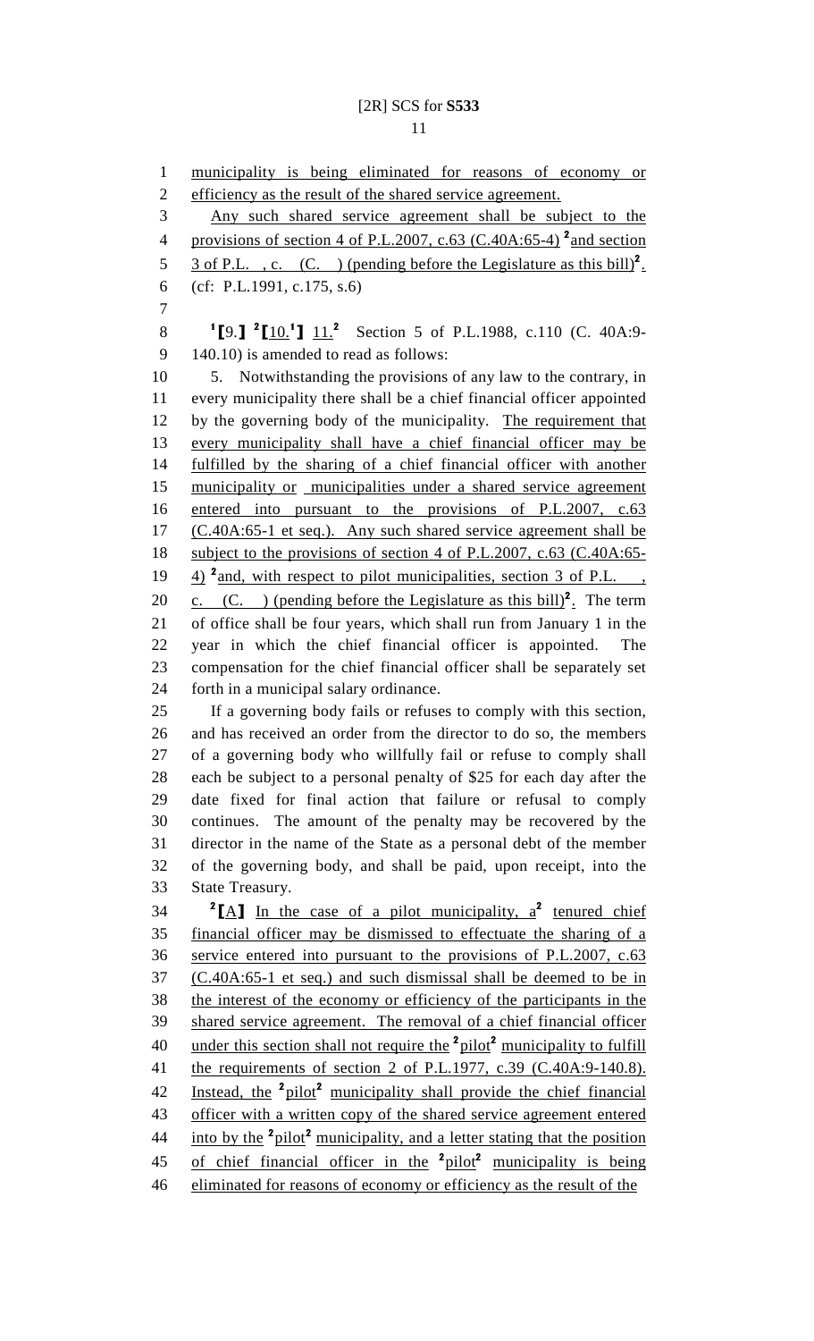municipality is being eliminated for reasons of economy or efficiency as the result of the shared service agreement.

Any such shared service agreement shall be subject to the provisions of section 4 of P.L.2007, c.63 (C.40A:65-4) [2]and section 3 of P.L. , c. (C. ) (pending before the Legislature as this bill)[2].

(cf: P.L.1991, c.175, s.6)

[1][9.] [2][10.[1]] 11.[2] Section 5 of P.L.1988, c.110 (C. 40A:9-140.10) is amended to read as follows:

5. Notwithstanding the provisions of any law to the contrary, in every municipality there shall be a chief financial officer appointed by the governing body of the municipality. The requirement that every municipality shall have a chief financial officer may be fulfilled by the sharing of a chief financial officer with another municipality or municipalities under a shared service agreement entered into pursuant to the provisions of P.L.2007, c.63 (C.40A:65-1 et seq.). Any such shared service agreement shall be subject to the provisions of section 4 of P.L.2007, c.63 (C.40A:65-4) [2]and, with respect to pilot municipalities, section 3 of P.L. , c. (C. ) (pending before the Legislature as this bill)[2]. The term of office shall be four years, which shall run from January 1 in the year in which the chief financial officer is appointed. The compensation for the chief financial officer shall be separately set forth in a municipal salary ordinance.

If a governing body fails or refuses to comply with this section, and has received an order from the director to do so, the members of a governing body who willfully fail or refuse to comply shall each be subject to a personal penalty of $25 for each day after the date fixed for final action that failure or refusal to comply continues. The amount of the penalty may be recovered by the director in the name of the State as a personal debt of the member of the governing body, and shall be paid, upon receipt, into the State Treasury.

[2][A] In the case of a pilot municipality, a[2] tenured chief financial officer may be dismissed to effectuate the sharing of a service entered into pursuant to the provisions of P.L.2007, c.63 (C.40A:65-1 et seq.) and such dismissal shall be deemed to be in the interest of the economy or efficiency of the participants in the shared service agreement. The removal of a chief financial officer under this section shall not require the [2]pilot[2] municipality to fulfill the requirements of section 2 of P.L.1977, c.39 (C.40A:9-140.8). Instead, the [2]pilot[2] municipality shall provide the chief financial officer with a written copy of the shared service agreement entered into by the [2]pilot[2] municipality, and a letter stating that the position of chief financial officer in the [2]pilot[2] municipality is being eliminated for reasons of economy or efficiency as the result of the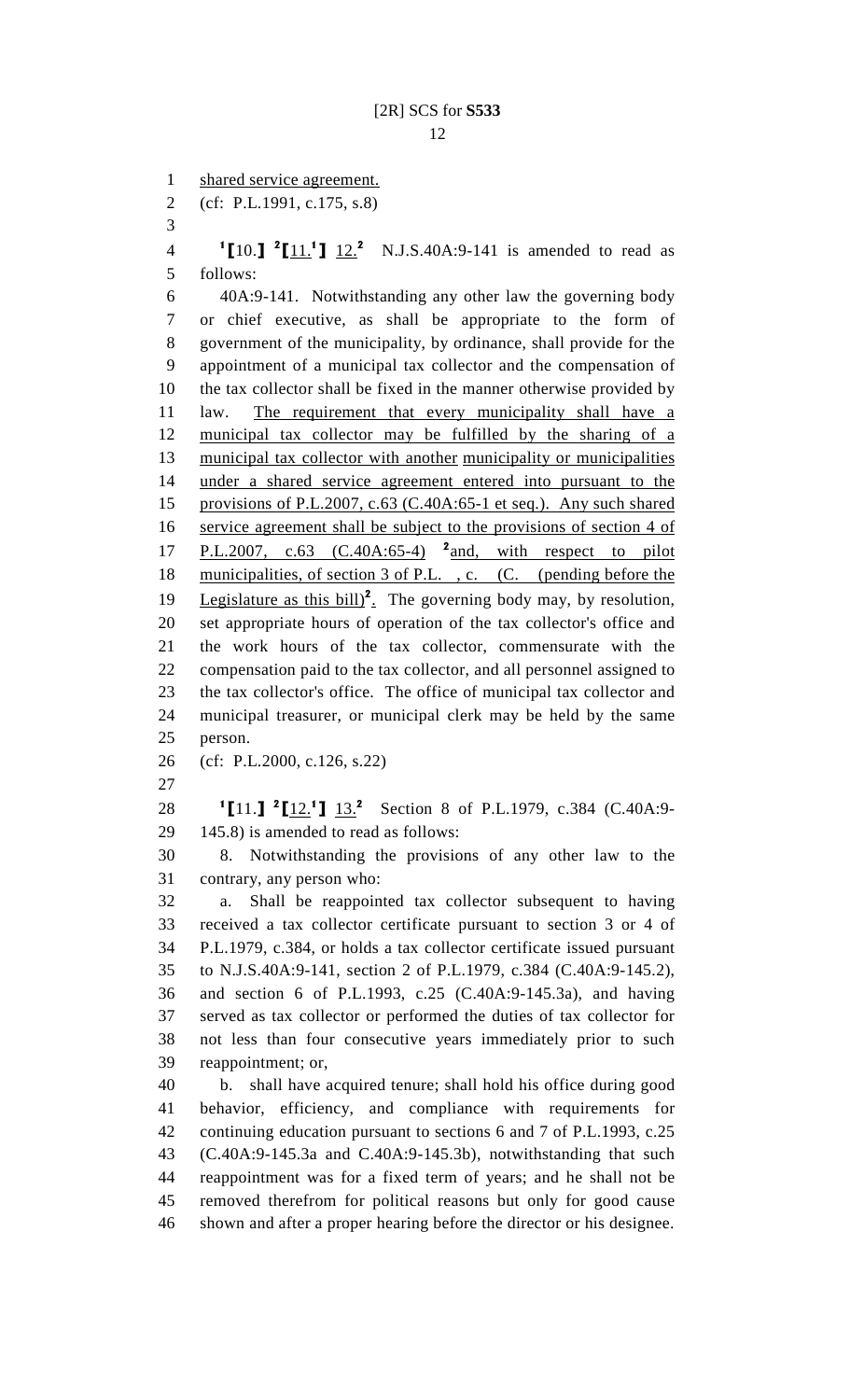shared service agreement.

(cf: P.L.1991, c.175, s.8)

[1]⟦10.⟧ [2]⟦11.[1]⟧ 12.[2] N.J.S.40A:9-141 is amended to read as follows:

40A:9-141. Notwithstanding any other law the governing body or chief executive, as shall be appropriate to the form of government of the municipality, by ordinance, shall provide for the appointment of a municipal tax collector and the compensation of the tax collector shall be fixed in the manner otherwise provided by law. The requirement that every municipality shall have a municipal tax collector may be fulfilled by the sharing of a municipal tax collector with another municipality or municipalities under a shared service agreement entered into pursuant to the provisions of P.L.2007, c.63 (C.40A:65-1 et seq.). Any such shared service agreement shall be subject to the provisions of section 4 of P.L.2007, c.63 (C.40A:65-4) [2]and, with respect to pilot municipalities, of section 3 of P.L. , c. (C. (pending before the Legislature as this bill)[2]. The governing body may, by resolution, set appropriate hours of operation of the tax collector's office and the work hours of the tax collector, commensurate with the compensation paid to the tax collector, and all personnel assigned to the tax collector's office. The office of municipal tax collector and municipal treasurer, or municipal clerk may be held by the same person.

(cf: P.L.2000, c.126, s.22)

[1]⟦11.⟧ [2]⟦12.[1]⟧ 13.[2] Section 8 of P.L.1979, c.384 (C.40A:9-145.8) is amended to read as follows:

8. Notwithstanding the provisions of any other law to the contrary, any person who:

a. Shall be reappointed tax collector subsequent to having received a tax collector certificate pursuant to section 3 or 4 of P.L.1979, c.384, or holds a tax collector certificate issued pursuant to N.J.S.40A:9-141, section 2 of P.L.1979, c.384 (C.40A:9-145.2), and section 6 of P.L.1993, c.25 (C.40A:9-145.3a), and having served as tax collector or performed the duties of tax collector for not less than four consecutive years immediately prior to such reappointment; or,

b. shall have acquired tenure; shall hold his office during good behavior, efficiency, and compliance with requirements for continuing education pursuant to sections 6 and 7 of P.L.1993, c.25 (C.40A:9-145.3a and C.40A:9-145.3b), notwithstanding that such reappointment was for a fixed term of years; and he shall not be removed therefrom for political reasons but only for good cause shown and after a proper hearing before the director or his designee.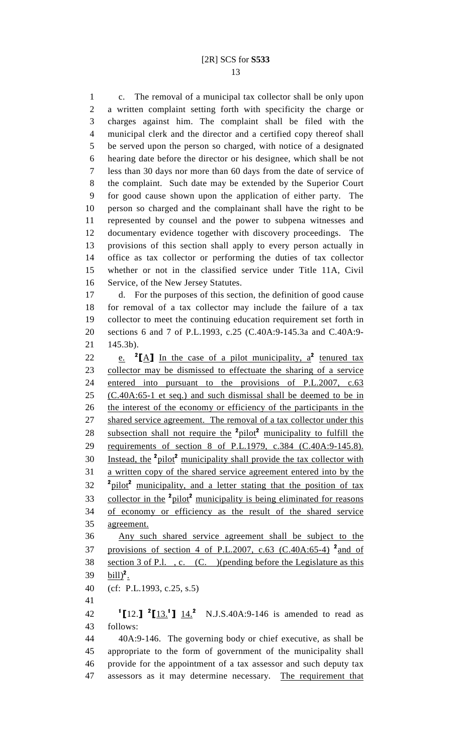c. The removal of a municipal tax collector shall be only upon a written complaint setting forth with specificity the charge or charges against him. The complaint shall be filed with the municipal clerk and the director and a certified copy thereof shall be served upon the person so charged, with notice of a designated hearing date before the director or his designee, which shall be not less than 30 days nor more than 60 days from the date of service of the complaint. Such date may be extended by the Superior Court for good cause shown upon the application of either party. The person so charged and the complainant shall have the right to be represented by counsel and the power to subpena witnesses and documentary evidence together with discovery proceedings. The provisions of this section shall apply to every person actually in office as tax collector or performing the duties of tax collector whether or not in the classified service under Title 11A, Civil Service, of the New Jersey Statutes.

d. For the purposes of this section, the definition of good cause for removal of a tax collector may include the failure of a tax collector to meet the continuing education requirement set forth in sections 6 and 7 of P.L.1993, c.25 (C.40A:9-145.3a and C.40A:9-145.3b).

e. [2]【A】 In the case of a pilot municipality, a[2] tenured tax collector may be dismissed to effectuate the sharing of a service entered into pursuant to the provisions of P.L.2007, c.63 (C.40A:65-1 et seq.) and such dismissal shall be deemed to be in the interest of the economy or efficiency of the participants in the shared service agreement. The removal of a tax collector under this subsection shall not require the [2]pilot[2] municipality to fulfill the requirements of section 8 of P.L.1979, c.384 (C.40A:9-145.8). Instead, the [2]pilot[2] municipality shall provide the tax collector with a written copy of the shared service agreement entered into by the [2]pilot[2] municipality, and a letter stating that the position of tax collector in the [2]pilot[2] municipality is being eliminated for reasons of economy or efficiency as the result of the shared service agreement.

Any such shared service agreement shall be subject to the provisions of section 4 of P.L.2007, c.63 (C.40A:65-4) [2]and of section 3 of P.L. , c. (C. )(pending before the Legislature as this bill)[2].

(cf: P.L.1993, c.25, s.5)

[1]【12.】 [2]【13.[1]】 14.[2] N.J.S.40A:9-146 is amended to read as follows:

40A:9-146. The governing body or chief executive, as shall be appropriate to the form of government of the municipality shall provide for the appointment of a tax assessor and such deputy tax assessors as it may determine necessary. The requirement that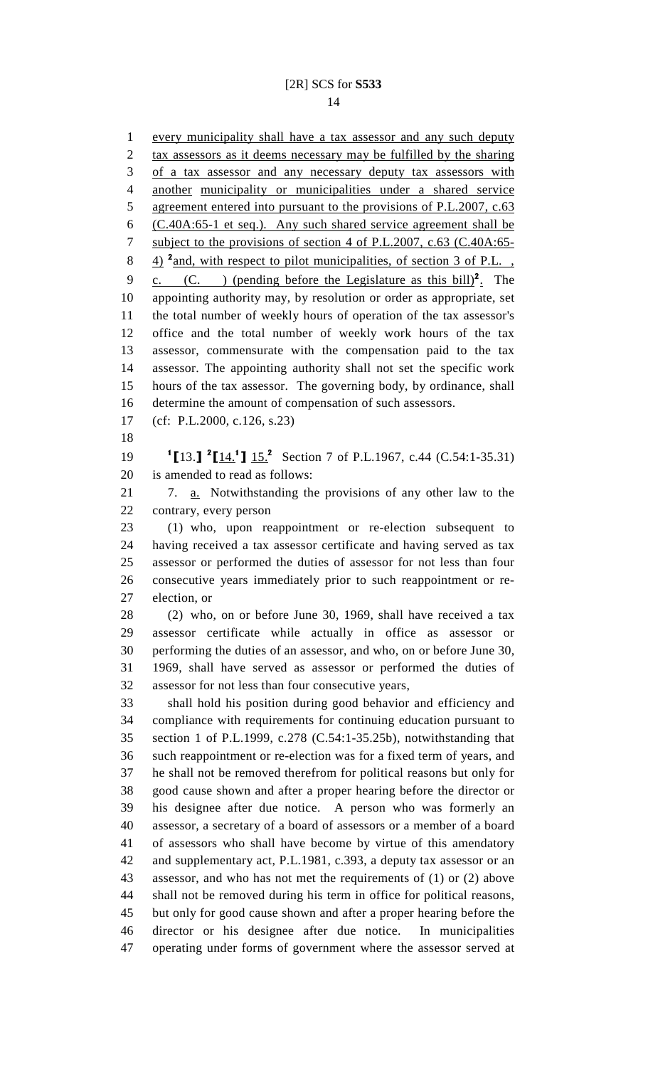every municipality shall have a tax assessor and any such deputy tax assessors as it deems necessary may be fulfilled by the sharing of a tax assessor and any necessary deputy tax assessors with another municipality or municipalities under a shared service agreement entered into pursuant to the provisions of P.L.2007, c.63 (C.40A:65-1 et seq.). Any such shared service agreement shall be subject to the provisions of section 4 of P.L.2007, c.63 (C.40A:65-4) [2]and, with respect to pilot municipalities, of section 3 of P.L. , c. (C. ) (pending before the Legislature as this bill)[2]. The appointing authority may, by resolution or order as appropriate, set the total number of weekly hours of operation of the tax assessor's office and the total number of weekly work hours of the tax assessor, commensurate with the compensation paid to the tax assessor. The appointing authority shall not set the specific work hours of the tax assessor. The governing body, by ordinance, shall determine the amount of compensation of such assessors.

(cf: P.L.2000, c.126, s.23)

[1][13.] [2][14.[1]] 15.[2] Section 7 of P.L.1967, c.44 (C.54:1-35.31) is amended to read as follows:

7. a. Notwithstanding the provisions of any other law to the contrary, every person

(1) who, upon reappointment or re-election subsequent to having received a tax assessor certificate and having served as tax assessor or performed the duties of assessor for not less than four consecutive years immediately prior to such reappointment or re-election, or

(2) who, on or before June 30, 1969, shall have received a tax assessor certificate while actually in office as assessor or performing the duties of an assessor, and who, on or before June 30, 1969, shall have served as assessor or performed the duties of assessor for not less than four consecutive years,

shall hold his position during good behavior and efficiency and compliance with requirements for continuing education pursuant to section 1 of P.L.1999, c.278 (C.54:1-35.25b), notwithstanding that such reappointment or re-election was for a fixed term of years, and he shall not be removed therefrom for political reasons but only for good cause shown and after a proper hearing before the director or his designee after due notice. A person who was formerly an assessor, a secretary of a board of assessors or a member of a board of assessors who shall have become by virtue of this amendatory and supplementary act, P.L.1981, c.393, a deputy tax assessor or an assessor, and who has not met the requirements of (1) or (2) above shall not be removed during his term in office for political reasons, but only for good cause shown and after a proper hearing before the director or his designee after due notice. In municipalities operating under forms of government where the assessor served at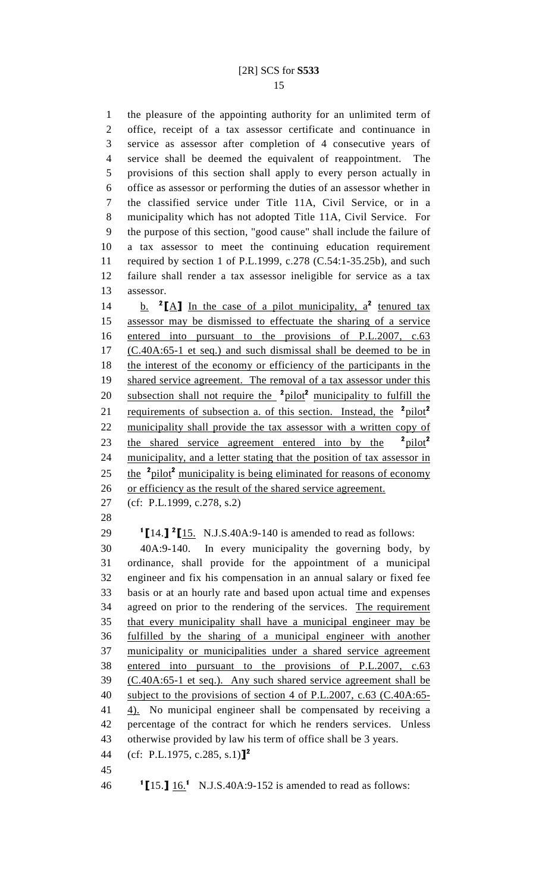the pleasure of the appointing authority for an unlimited term of office, receipt of a tax assessor certificate and continuance in service as assessor after completion of 4 consecutive years of service shall be deemed the equivalent of reappointment. The provisions of this section shall apply to every person actually in office as assessor or performing the duties of an assessor whether in the classified service under Title 11A, Civil Service, or in a municipality which has not adopted Title 11A, Civil Service. For the purpose of this section, "good cause" shall include the failure of a tax assessor to meet the continuing education requirement required by section 1 of P.L.1999, c.278 (C.54:1-35.25b), and such failure shall render a tax assessor ineligible for service as a tax assessor.

b. [2]【A】 In the case of a pilot municipality, a[2] tenured tax assessor may be dismissed to effectuate the sharing of a service entered into pursuant to the provisions of P.L.2007, c.63 (C.40A:65-1 et seq.) and such dismissal shall be deemed to be in the interest of the economy or efficiency of the participants in the shared service agreement. The removal of a tax assessor under this subsection shall not require the [2]pilot[2] municipality to fulfill the requirements of subsection a. of this section. Instead, the [2]pilot[2] municipality shall provide the tax assessor with a written copy of the shared service agreement entered into by the [2]pilot[2] municipality, and a letter stating that the position of tax assessor in the [2]pilot[2] municipality is being eliminated for reasons of economy or efficiency as the result of the shared service agreement.

(cf: P.L.1999, c.278, s.2)

[1]【14.】[2]【15. N.J.S.40A:9-140 is amended to read as follows:

40A:9-140. In every municipality the governing body, by ordinance, shall provide for the appointment of a municipal engineer and fix his compensation in an annual salary or fixed fee basis or at an hourly rate and based upon actual time and expenses agreed on prior to the rendering of the services. The requirement that every municipality shall have a municipal engineer may be fulfilled by the sharing of a municipal engineer with another municipality or municipalities under a shared service agreement entered into pursuant to the provisions of P.L.2007, c.63 (C.40A:65-1 et seq.). Any such shared service agreement shall be subject to the provisions of section 4 of P.L.2007, c.63 (C.40A:65-4). No municipal engineer shall be compensated by receiving a percentage of the contract for which he renders services. Unless otherwise provided by law his term of office shall be 3 years.

(cf: P.L.1975, c.285, s.1)】[2]

[1]【15.】 16.[1] N.J.S.40A:9-152 is amended to read as follows: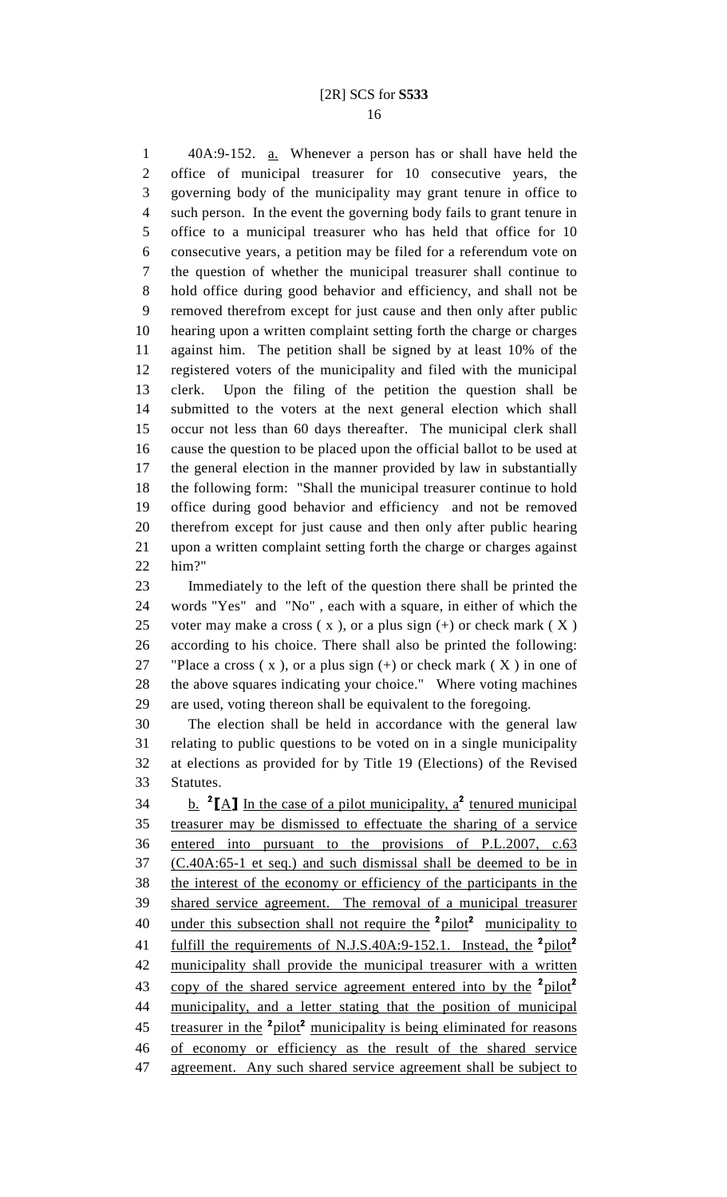40A:9-152. a. Whenever a person has or shall have held the office of municipal treasurer for 10 consecutive years, the governing body of the municipality may grant tenure in office to such person. In the event the governing body fails to grant tenure in office to a municipal treasurer who has held that office for 10 consecutive years, a petition may be filed for a referendum vote on the question of whether the municipal treasurer shall continue to hold office during good behavior and efficiency, and shall not be removed therefrom except for just cause and then only after public hearing upon a written complaint setting forth the charge or charges against him. The petition shall be signed by at least 10% of the registered voters of the municipality and filed with the municipal clerk. Upon the filing of the petition the question shall be submitted to the voters at the next general election which shall occur not less than 60 days thereafter. The municipal clerk shall cause the question to be placed upon the official ballot to be used at the general election in the manner provided by law in substantially the following form: "Shall the municipal treasurer continue to hold office during good behavior and efficiency and not be removed therefrom except for just cause and then only after public hearing upon a written complaint setting forth the charge or charges against him?"

Immediately to the left of the question there shall be printed the words "Yes" and "No" , each with a square, in either of which the voter may make a cross ( x ), or a plus sign (+) or check mark ( X ) according to his choice. There shall also be printed the following: "Place a cross ( x ), or a plus sign (+) or check mark ( X ) in one of the above squares indicating your choice." Where voting machines are used, voting thereon shall be equivalent to the foregoing.

The election shall be held in accordance with the general law relating to public questions to be voted on in a single municipality at elections as provided for by Title 19 (Elections) of the Revised Statutes.

b. [2]⟦A⟧ In the case of a pilot municipality, a[2] tenured municipal treasurer may be dismissed to effectuate the sharing of a service entered into pursuant to the provisions of P.L.2007, c.63 (C.40A:65-1 et seq.) and such dismissal shall be deemed to be in the interest of the economy or efficiency of the participants in the shared service agreement. The removal of a municipal treasurer under this subsection shall not require the [2]pilot[2] municipality to fulfill the requirements of N.J.S.40A:9-152.1. Instead, the [2]pilot[2] municipality shall provide the municipal treasurer with a written copy of the shared service agreement entered into by the [2]pilot[2] municipality, and a letter stating that the position of municipal treasurer in the [2]pilot[2] municipality is being eliminated for reasons of economy or efficiency as the result of the shared service agreement. Any such shared service agreement shall be subject to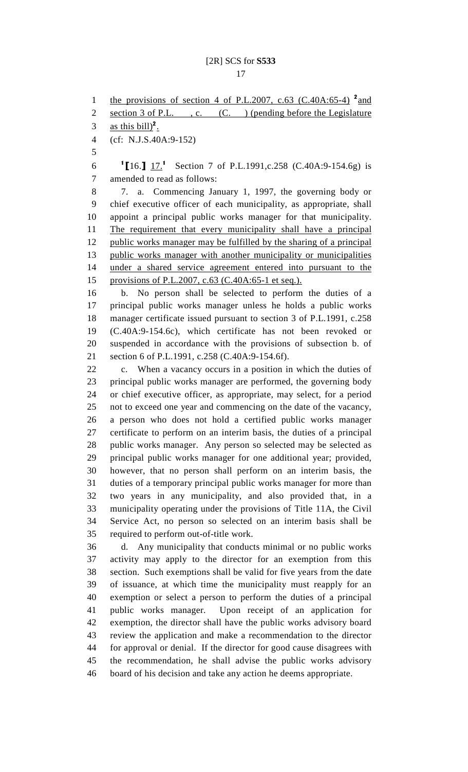the provisions of section 4 of P.L.2007, c.63 (C.40A:65-4) [2]and section 3 of P.L. , c. (C. ) (pending before the Legislature as this bill)[2].

(cf: N.J.S.40A:9-152)

[1][16.] 17.[1] Section 7 of P.L.1991,c.258 (C.40A:9-154.6g) is amended to read as follows:

7. a. Commencing January 1, 1997, the governing body or chief executive officer of each municipality, as appropriate, shall appoint a principal public works manager for that municipality. The requirement that every municipality shall have a principal public works manager may be fulfilled by the sharing of a principal public works manager with another municipality or municipalities under a shared service agreement entered into pursuant to the provisions of P.L.2007, c.63 (C.40A:65-1 et seq.).

b. No person shall be selected to perform the duties of a principal public works manager unless he holds a public works manager certificate issued pursuant to section 3 of P.L.1991, c.258 (C.40A:9-154.6c), which certificate has not been revoked or suspended in accordance with the provisions of subsection b. of section 6 of P.L.1991, c.258 (C.40A:9-154.6f).

c. When a vacancy occurs in a position in which the duties of principal public works manager are performed, the governing body or chief executive officer, as appropriate, may select, for a period not to exceed one year and commencing on the date of the vacancy, a person who does not hold a certified public works manager certificate to perform on an interim basis, the duties of a principal public works manager. Any person so selected may be selected as principal public works manager for one additional year; provided, however, that no person shall perform on an interim basis, the duties of a temporary principal public works manager for more than two years in any municipality, and also provided that, in a municipality operating under the provisions of Title 11A, the Civil Service Act, no person so selected on an interim basis shall be required to perform out-of-title work.

d. Any municipality that conducts minimal or no public works activity may apply to the director for an exemption from this section. Such exemptions shall be valid for five years from the date of issuance, at which time the municipality must reapply for an exemption or select a person to perform the duties of a principal public works manager. Upon receipt of an application for exemption, the director shall have the public works advisory board review the application and make a recommendation to the director for approval or denial. If the director for good cause disagrees with the recommendation, he shall advise the public works advisory board of his decision and take any action he deems appropriate.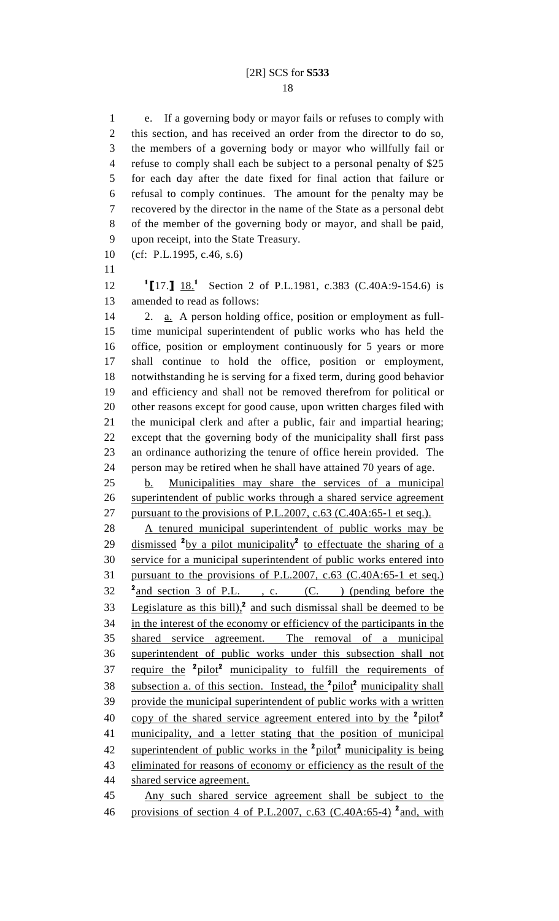e. If a governing body or mayor fails or refuses to comply with this section, and has received an order from the director to do so, the members of a governing body or mayor who willfully fail or refuse to comply shall each be subject to a personal penalty of $25 for each day after the date fixed for final action that failure or refusal to comply continues. The amount for the penalty may be recovered by the director in the name of the State as a personal debt of the member of the governing body or mayor, and shall be paid, upon receipt, into the State Treasury.

(cf: P.L.1995, c.46, s.6)

[1]⟦17.⟧ 18.[1] Section 2 of P.L.1981, c.383 (C.40A:9-154.6) is amended to read as follows:

2. a. A person holding office, position or employment as full-time municipal superintendent of public works who has held the office, position or employment continuously for 5 years or more shall continue to hold the office, position or employment, notwithstanding he is serving for a fixed term, during good behavior and efficiency and shall not be removed therefrom for political or other reasons except for good cause, upon written charges filed with the municipal clerk and after a public, fair and impartial hearing; except that the governing body of the municipality shall first pass an ordinance authorizing the tenure of office herein provided. The person may be retired when he shall have attained 70 years of age.

b. Municipalities may share the services of a municipal superintendent of public works through a shared service agreement pursuant to the provisions of P.L.2007, c.63 (C.40A:65-1 et seq.).

A tenured municipal superintendent of public works may be dismissed [2]by a pilot municipality[2] to effectuate the sharing of a service for a municipal superintendent of public works entered into pursuant to the provisions of P.L.2007, c.63 (C.40A:65-1 et seq.) [2]and section 3 of P.L. , c. (C. ) (pending before the Legislature as this bill),[2] and such dismissal shall be deemed to be in the interest of the economy or efficiency of the participants in the shared service agreement. The removal of a municipal superintendent of public works under this subsection shall not require the [2]pilot[2] municipality to fulfill the requirements of subsection a. of this section. Instead, the [2]pilot[2] municipality shall provide the municipal superintendent of public works with a written copy of the shared service agreement entered into by the [2]pilot[2] municipality, and a letter stating that the position of municipal superintendent of public works in the [2]pilot[2] municipality is being eliminated for reasons of economy or efficiency as the result of the shared service agreement.

Any such shared service agreement shall be subject to the provisions of section 4 of P.L.2007, c.63 (C.40A:65-4) [2]and, with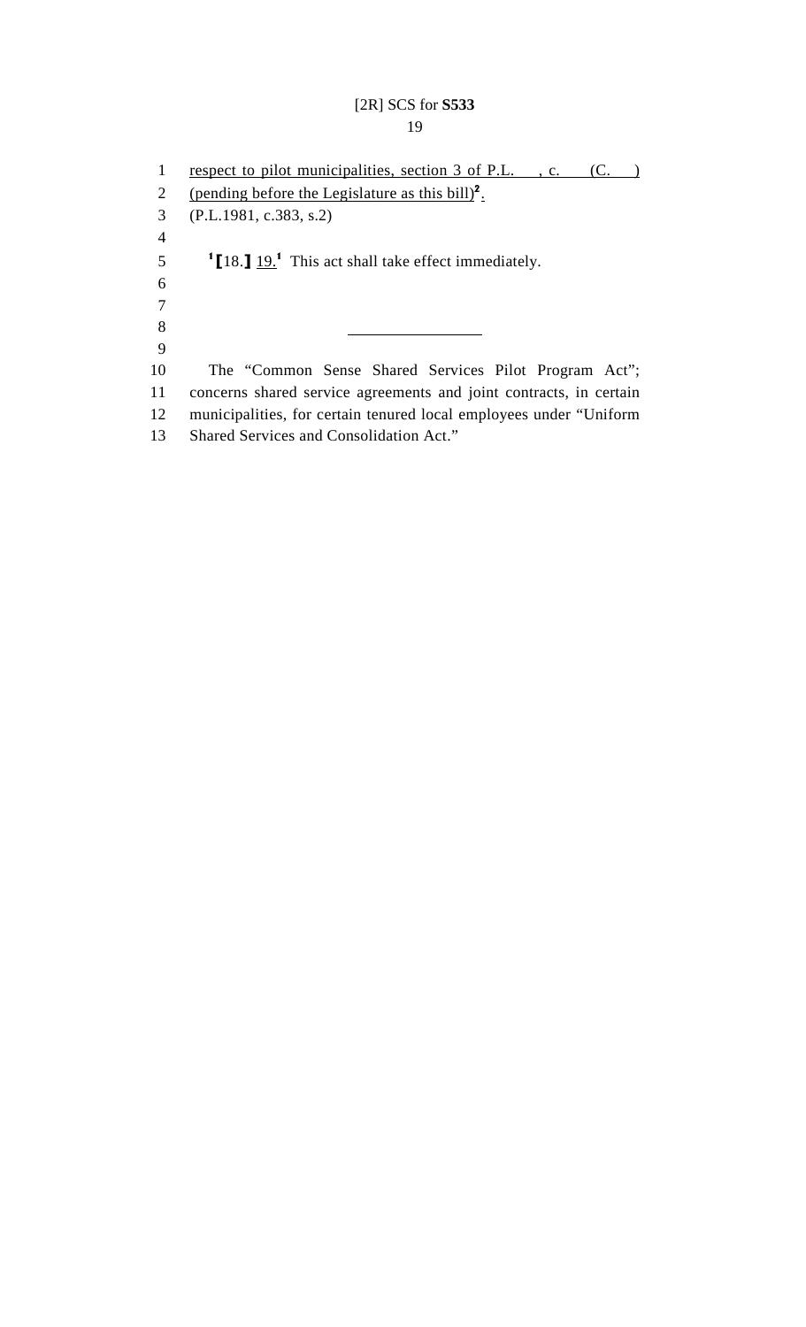respect to pilot municipalities, section 3 of P.L. , c. (C. ) (pending before the Legislature as this bill)[2].

(P.L.1981, c.383, s.2)

[1]⟦18.⟧ 19.[1] This act shall take effect immediately.

---

The "Common Sense Shared Services Pilot Program Act"; concerns shared service agreements and joint contracts, in certain municipalities, for certain tenured local employees under "Uniform Shared Services and Consolidation Act."